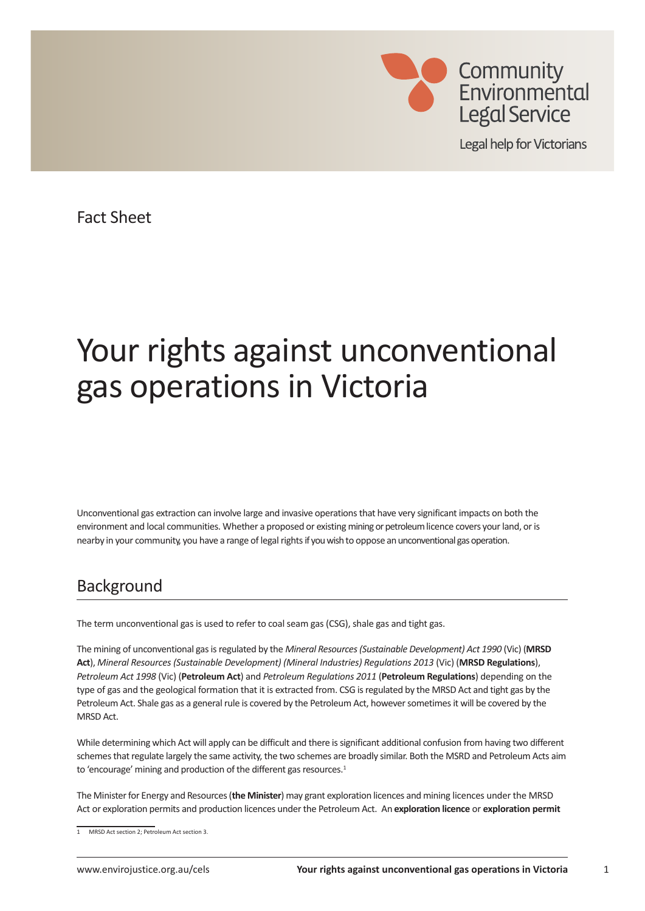Community Environmental Legal Service

Legal help for Victorians

Fact Sheet

# Your rights against unconventional gas operations in Victoria

Unconventional gas extraction can involve large and invasive operations that have very significant impacts on both the environment and local communities. Whether a proposed or existing mining or petroleum licence covers your land, or is nearby in your community, you have a range of legal rights if you wish to oppose an unconventional gas operation.

## Background

The term unconventional gas is used to refer to coal seam gas (CSG), shale gas and tight gas.

The mining of unconventional gas is regulated by the *Mineral Resources (Sustainable Development) Act 1990* (Vic) (**MRSD Act**), *Mineral Resources (Sustainable Development) (Mineral Industries) Regulations 2013* (Vic) (**MRSD Regulations**), *Petroleum Act 1998* (Vic) (**Petroleum Act**) and *Petroleum Regulations 2011* (**Petroleum Regulations**) depending on the type of gas and the geological formation that it is extracted from. CSG is regulated by the MRSD Act and tight gas by the Petroleum Act. Shale gas as a general rule is covered by the Petroleum Act, however sometimes it will be covered by the MRSD Act.

While determining which Act will apply can be difficult and there is significant additional confusion from having two different schemes that regulate largely the same activity, the two schemes are broadly similar. Both the MSRD and Petroleum Acts aim to 'encourage' mining and production of the different gas resources.[1]

The Minister for Energy and Resources (**the Minister**) may grant exploration licences and mining licences under the MRSD Act or exploration permits and production licences under the Petroleum Act. An **exploration licence** or **exploration permit**

[1] MRSD Act section 2; Petroleum Act section 3.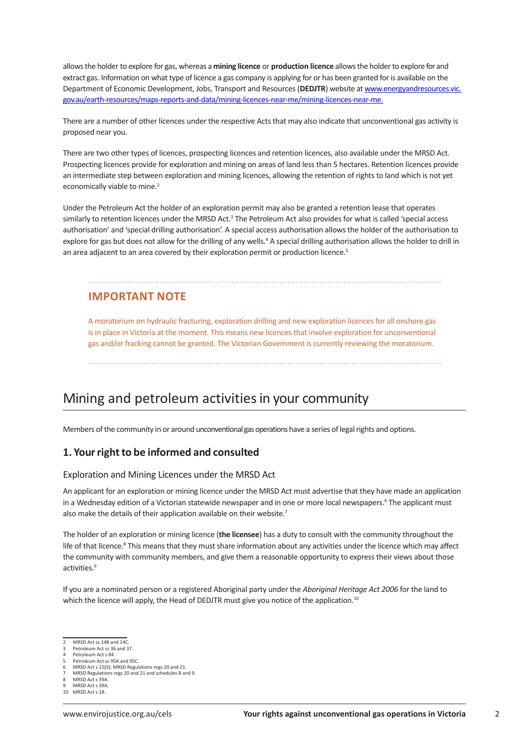allows the holder to explore for gas, whereas a **mining licence** or **production licence** allows the holder to explore for and extract gas. Information on what type of licence a gas company is applying for or has been granted for is available on the Department of Economic Development, Jobs, Transport and Resources (**DEDJTR**) website at [www.energyandresources.vic.gov.au/earth-resources/maps-reports-and-data/mining-licences-near-me/mining-licences-near-me.](www.energyandresources.vic.gov.au/earth-resources/maps-reports-and-data/mining-licences-near-me/mining-licences-near-me)

There are a number of other licences under the respective Acts that may also indicate that unconventional gas activity is proposed near you.

There are two other types of licences, prospecting licences and retention licences, also available under the MRSD Act. Prospecting licences provide for exploration and mining on areas of land less than 5 hectares. Retention licences provide an intermediate step between exploration and mining licences, allowing the retention of rights to land which is not yet economically viable to mine.[2]

Under the Petroleum Act the holder of an exploration permit may also be granted a retention lease that operates similarly to retention licences under the MRSD Act.[3] The Petroleum Act also provides for what is called 'special access authorisation' and 'special drilling authorisation'. A special access authorisation allows the holder of the authorisation to explore for gas but does not allow for the drilling of any wells.[4] A special drilling authorisation allows the holder to drill in an area adjacent to an area covered by their exploration permit or production licence.[5]

### IMPORTANT NOTE

A moratorium on hydraulic fracturing, exploration drilling and new exploration licences for all onshore gas is in place in Victoria at the moment. This means new licences that involve exploration for unconventional gas and/or fracking cannot be granted. The Victorian Government is currently reviewing the moratorium.

## Mining and petroleum activities in your community

Members of the community in or around unconventional gas operations have a series of legal rights and options.

### 1. Your right to be informed and consulted

#### Exploration and Mining Licences under the MRSD Act

An applicant for an exploration or mining licence under the MRSD Act must advertise that they have made an application in a Wednesday edition of a Victorian statewide newspaper and in one or more local newspapers.[6] The applicant must also make the details of their application available on their website.[7]

The holder of an exploration or mining licence (**the licensee**) has a duty to consult with the community throughout the life of that licence.[8] This means that they must share information about any activities under the licence which may affect the community with community members, and give them a reasonable opportunity to express their views about those activities.[9]

If you are a nominated person or a registered Aboriginal party under the *Aboriginal Heritage Act 2006* for the land to which the licence will apply, the Head of DEDJTR must give you notice of the application.[10]

---

2 MRSD Act ss 14B and 14C.
3 Petroleum Act ss 36 and 37.
4 Petroleum Act s 84.
5 Petroleum Act ss 95A and 95C.
6 MRSD Act s 15(5); MRSD Regulations regs 20 and 21.
7 MRSD Regulations regs 20 and 21 and schedules 8 and 9.
8 MRSD Act s 39A.
9 MRSD Act s 39A.
10 MRSD Act s 18.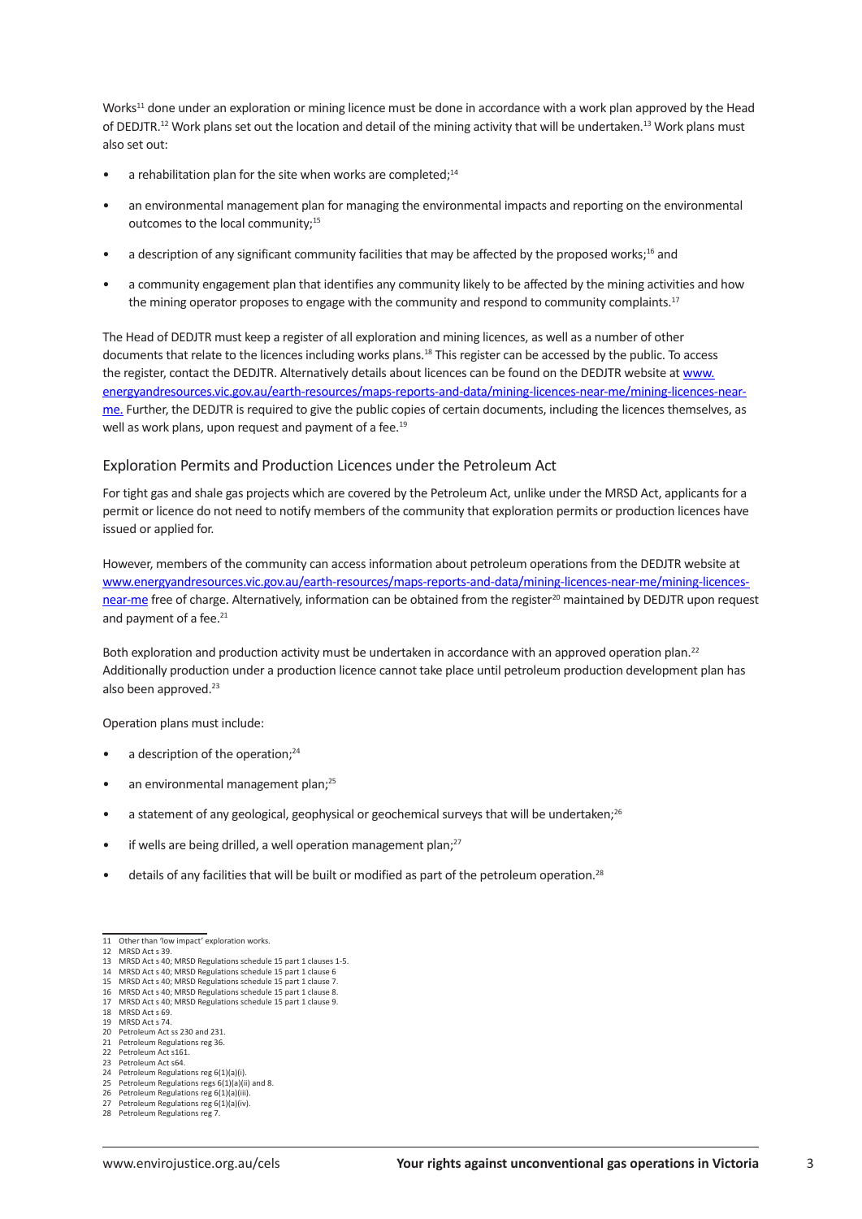Works[11] done under an exploration or mining licence must be done in accordance with a work plan approved by the Head of DEDJTR.[12] Work plans set out the location and detail of the mining activity that will be undertaken.[13] Work plans must also set out:

- a rehabilitation plan for the site when works are completed;[14]
- an environmental management plan for managing the environmental impacts and reporting on the environmental outcomes to the local community;[15]
- a description of any significant community facilities that may be affected by the proposed works;[16] and
- a community engagement plan that identifies any community likely to be affected by the mining activities and how the mining operator proposes to engage with the community and respond to community complaints.[17]

The Head of DEDJTR must keep a register of all exploration and mining licences, as well as a number of other documents that relate to the licences including works plans.[18] This register can be accessed by the public. To access the register, contact the DEDJTR. Alternatively details about licences can be found on the DEDJTR website at www.energyandresources.vic.gov.au/earth-resources/maps-reports-and-data/mining-licences-near-me/mining-licences-near-me. Further, the DEDJTR is required to give the public copies of certain documents, including the licences themselves, as well as work plans, upon request and payment of a fee.[19]

### Exploration Permits and Production Licences under the Petroleum Act

For tight gas and shale gas projects which are covered by the Petroleum Act, unlike under the MRSD Act, applicants for a permit or licence do not need to notify members of the community that exploration permits or production licences have issued or applied for.

However, members of the community can access information about petroleum operations from the DEDJTR website at www.energyandresources.vic.gov.au/earth-resources/maps-reports-and-data/mining-licences-near-me/mining-licences-near-me free of charge. Alternatively, information can be obtained from the register[20] maintained by DEDJTR upon request and payment of a fee.[21]

Both exploration and production activity must be undertaken in accordance with an approved operation plan.[22] Additionally production under a production licence cannot take place until petroleum production development plan has also been approved.[23]

Operation plans must include:

- a description of the operation;[24]
- an environmental management plan;[25]
- a statement of any geological, geophysical or geochemical surveys that will be undertaken;[26]
- if wells are being drilled, a well operation management plan;[27]
- details of any facilities that will be built or modified as part of the petroleum operation.[28]

---

11 Other than 'low impact' exploration works.
12 MRSD Act s 39.
13 MRSD Act s 40; MRSD Regulations schedule 15 part 1 clauses 1-5.
14 MRSD Act s 40; MRSD Regulations schedule 15 part 1 clause 6
15 MRSD Act s 40; MRSD Regulations schedule 15 part 1 clause 7.
16 MRSD Act s 40; MRSD Regulations schedule 15 part 1 clause 8.
17 MRSD Act s 40; MRSD Regulations schedule 15 part 1 clause 9.
18 MRSD Act s 69.
19 MRSD Act s 74.
20 Petroleum Act ss 230 and 231.
21 Petroleum Regulations reg 36.
22 Petroleum Act s161.
23 Petroleum Act s64.
24 Petroleum Regulations reg 6(1)(a)(i).
25 Petroleum Regulations regs 6(1)(a)(ii) and 8.
26 Petroleum Regulations reg 6(1)(a)(iii).
27 Petroleum Regulations reg 6(1)(a)(iv).
28 Petroleum Regulations reg 7.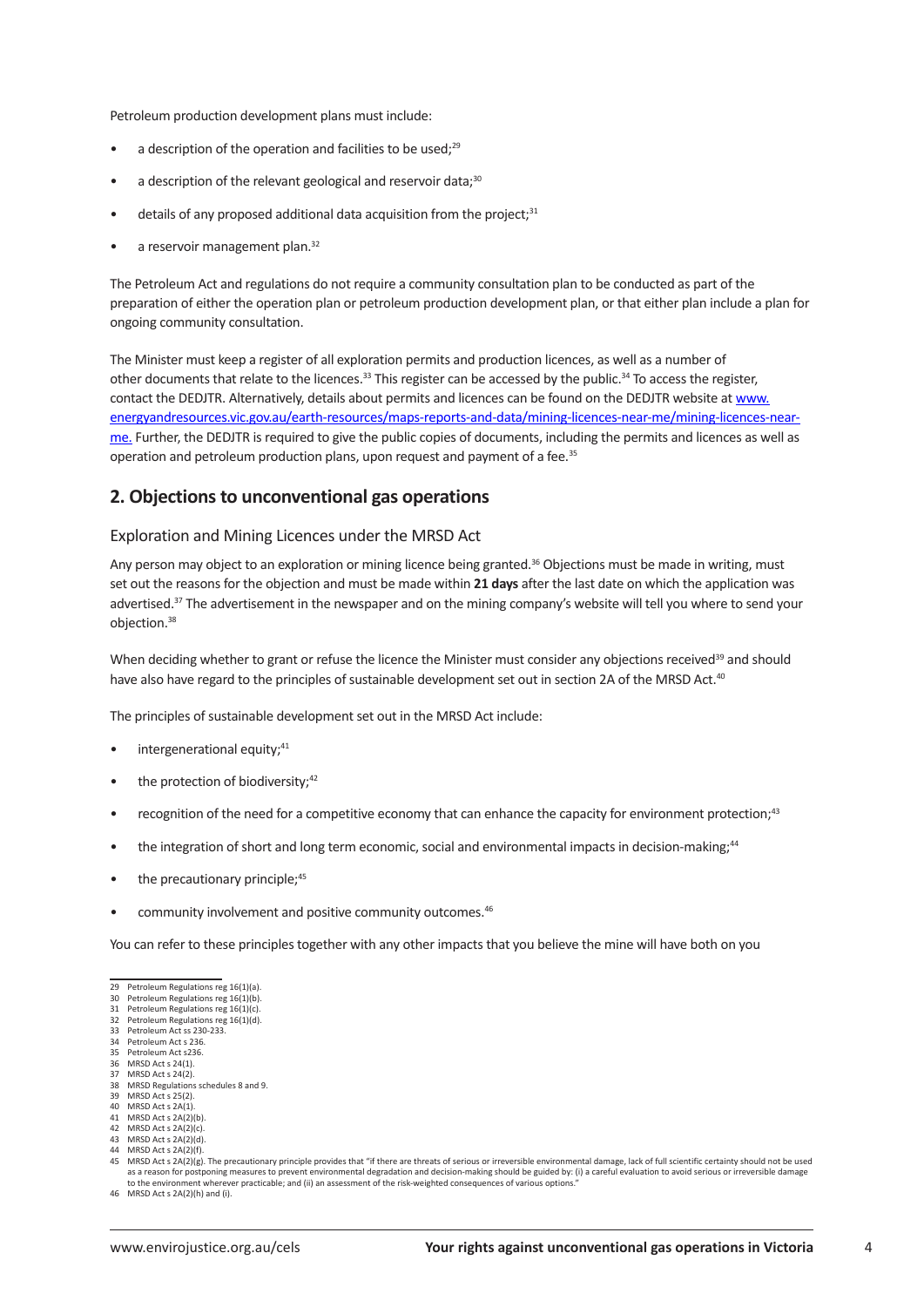Petroleum production development plans must include:

- a description of the operation and facilities to be used;[29]
- a description of the relevant geological and reservoir data;[30]
- details of any proposed additional data acquisition from the project;[31]
- a reservoir management plan.[32]

The Petroleum Act and regulations do not require a community consultation plan to be conducted as part of the preparation of either the operation plan or petroleum production development plan, or that either plan include a plan for ongoing community consultation.

The Minister must keep a register of all exploration permits and production licences, as well as a number of other documents that relate to the licences.[33] This register can be accessed by the public.[34] To access the register, contact the DEDJTR. Alternatively, details about permits and licences can be found on the DEDJTR website at [www.energyandresources.vic.gov.au/earth-resources/maps-reports-and-data/mining-licences-near-me/mining-licences-near-me.](http://www.energyandresources.vic.gov.au/earth-resources/maps-reports-and-data/mining-licences-near-me/mining-licences-near-me) Further, the DEDJTR is required to give the public copies of documents, including the permits and licences as well as operation and petroleum production plans, upon request and payment of a fee.[35]

## 2. Objections to unconventional gas operations

### Exploration and Mining Licences under the MRSD Act

Any person may object to an exploration or mining licence being granted.[36] Objections must be made in writing, must set out the reasons for the objection and must be made within **21 days** after the last date on which the application was advertised.[37] The advertisement in the newspaper and on the mining company's website will tell you where to send your objection.[38]

When deciding whether to grant or refuse the licence the Minister must consider any objections received[39] and should have also have regard to the principles of sustainable development set out in section 2A of the MRSD Act.[40]

The principles of sustainable development set out in the MRSD Act include:

- intergenerational equity;[41]
- the protection of biodiversity;[42]
- recognition of the need for a competitive economy that can enhance the capacity for environment protection;[43]
- the integration of short and long term economic, social and environmental impacts in decision-making;[44]
- the precautionary principle;[45]
- community involvement and positive community outcomes.[46]

You can refer to these principles together with any other impacts that you believe the mine will have both on you

---

29 Petroleum Regulations reg 16(1)(a).
30 Petroleum Regulations reg 16(1)(b).
31 Petroleum Regulations reg 16(1)(c).
32 Petroleum Regulations reg 16(1)(d).
33 Petroleum Act ss 230-233.
34 Petroleum Act s 236.
35 Petroleum Act s236.
36 MRSD Act s 24(1).
37 MRSD Act s 24(2).
38 MRSD Regulations schedules 8 and 9.
39 MRSD Act s 25(2).
40 MRSD Act s 2A(1).
41 MRSD Act s 2A(2)(b).
42 MRSD Act s 2A(2)(c).
43 MRSD Act s 2A(2)(d).
44 MRSD Act s 2A(2)(f).
45 MRSD Act s 2A(2)(g). The precautionary principle provides that "if there are threats of serious or irreversible environmental damage, lack of full scientific certainty should not be used as a reason for postponing measures to prevent environmental degradation and decision-making should be guided by: (i) a careful evaluation to avoid serious or irreversible damage to the environment wherever practicable; and (ii) an assessment of the risk-weighted consequences of various options."
46 MRSD Act s 2A(2)(h) and (i).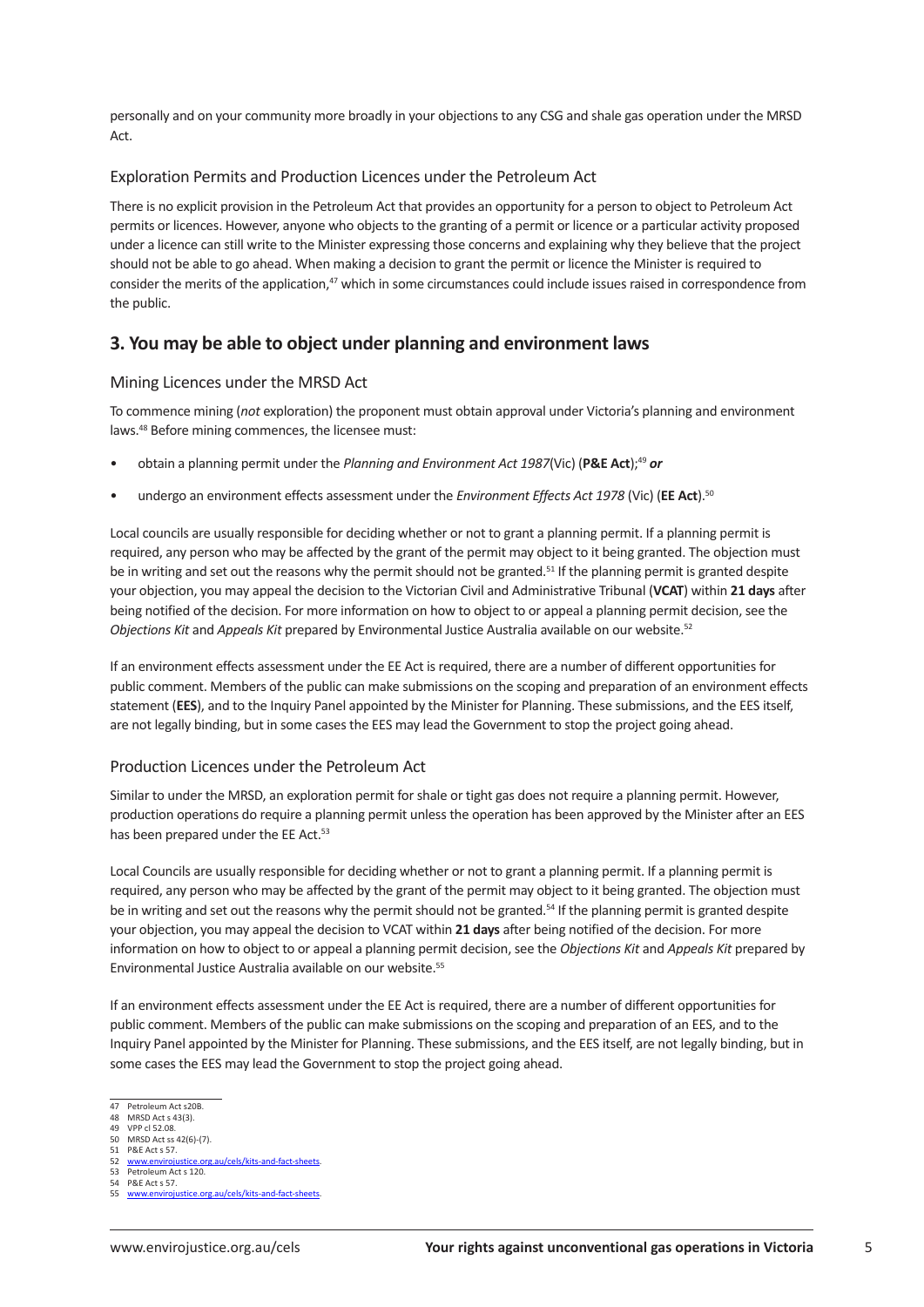personally and on your community more broadly in your objections to any CSG and shale gas operation under the MRSD Act.

### Exploration Permits and Production Licences under the Petroleum Act

There is no explicit provision in the Petroleum Act that provides an opportunity for a person to object to Petroleum Act permits or licences. However, anyone who objects to the granting of a permit or licence or a particular activity proposed under a licence can still write to the Minister expressing those concerns and explaining why they believe that the project should not be able to go ahead. When making a decision to grant the permit or licence the Minister is required to consider the merits of the application,[47] which in some circumstances could include issues raised in correspondence from the public.

## 3. You may be able to object under planning and environment laws

### Mining Licences under the MRSD Act

To commence mining (*not* exploration) the proponent must obtain approval under Victoria's planning and environment laws.[48] Before mining commences, the licensee must:

- obtain a planning permit under the *Planning and Environment Act 1987*(Vic) (**P&E Act**);[49] ***or***
- undergo an environment effects assessment under the *Environment Effects Act 1978* (Vic) (**EE Act**).[50]

Local councils are usually responsible for deciding whether or not to grant a planning permit. If a planning permit is required, any person who may be affected by the grant of the permit may object to it being granted. The objection must be in writing and set out the reasons why the permit should not be granted.[51] If the planning permit is granted despite your objection, you may appeal the decision to the Victorian Civil and Administrative Tribunal (**VCAT**) within **21 days** after being notified of the decision. For more information on how to object to or appeal a planning permit decision, see the *Objections Kit* and *Appeals Kit* prepared by Environmental Justice Australia available on our website.[52]

If an environment effects assessment under the EE Act is required, there are a number of different opportunities for public comment. Members of the public can make submissions on the scoping and preparation of an environment effects statement (**EES**), and to the Inquiry Panel appointed by the Minister for Planning. These submissions, and the EES itself, are not legally binding, but in some cases the EES may lead the Government to stop the project going ahead.

### Production Licences under the Petroleum Act

Similar to under the MRSD, an exploration permit for shale or tight gas does not require a planning permit. However, production operations do require a planning permit unless the operation has been approved by the Minister after an EES has been prepared under the EE Act.[53]

Local Councils are usually responsible for deciding whether or not to grant a planning permit. If a planning permit is required, any person who may be affected by the grant of the permit may object to it being granted. The objection must be in writing and set out the reasons why the permit should not be granted.[54] If the planning permit is granted despite your objection, you may appeal the decision to VCAT within **21 days** after being notified of the decision. For more information on how to object to or appeal a planning permit decision, see the *Objections Kit* and *Appeals Kit* prepared by Environmental Justice Australia available on our website.[55]

If an environment effects assessment under the EE Act is required, there are a number of different opportunities for public comment. Members of the public can make submissions on the scoping and preparation of an EES, and to the Inquiry Panel appointed by the Minister for Planning. These submissions, and the EES itself, are not legally binding, but in some cases the EES may lead the Government to stop the project going ahead.

---

47 Petroleum Act s20B.
48 MRSD Act s 43(3).
49 VPP cl 52.08.
50 MRSD Act ss 42(6)-(7).
51 P&E Act s 57.
52 www.envirojustice.org.au/cels/kits-and-fact-sheets.
53 Petroleum Act s 120.
54 P&E Act s 57.
55 www.envirojustice.org.au/cels/kits-and-fact-sheets.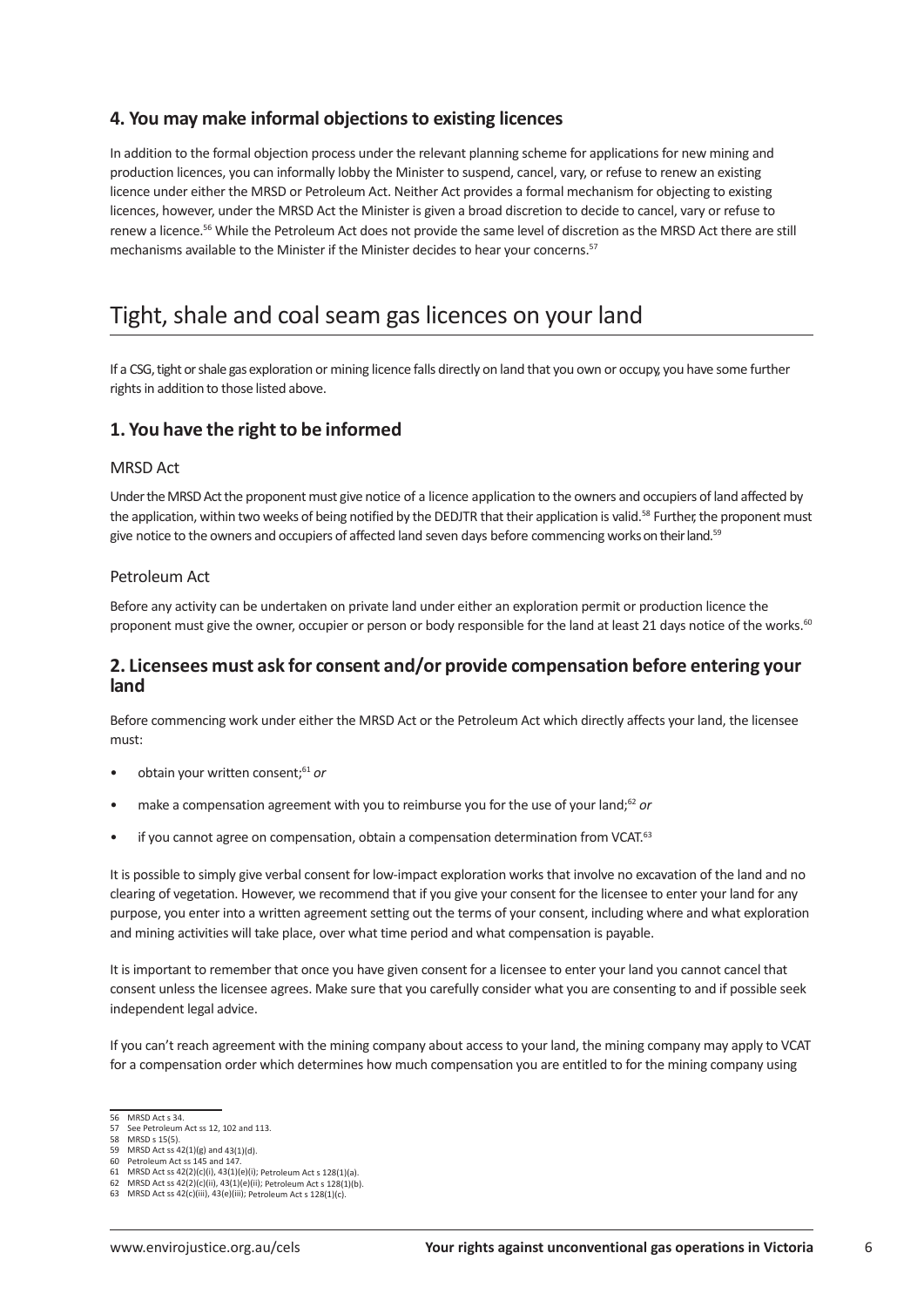### 4. You may make informal objections to existing licences

In addition to the formal objection process under the relevant planning scheme for applications for new mining and production licences, you can informally lobby the Minister to suspend, cancel, vary, or refuse to renew an existing licence under either the MRSD or Petroleum Act. Neither Act provides a formal mechanism for objecting to existing licences, however, under the MRSD Act the Minister is given a broad discretion to decide to cancel, vary or refuse to renew a licence.[56] While the Petroleum Act does not provide the same level of discretion as the MRSD Act there are still mechanisms available to the Minister if the Minister decides to hear your concerns.[57]

## Tight, shale and coal seam gas licences on your land

If a CSG, tight or shale gas exploration or mining licence falls directly on land that you own or occupy, you have some further rights in addition to those listed above.

### 1. You have the right to be informed

#### MRSD Act

Under the MRSD Act the proponent must give notice of a licence application to the owners and occupiers of land affected by the application, within two weeks of being notified by the DEDJTR that their application is valid.[58] Further, the proponent must give notice to the owners and occupiers of affected land seven days before commencing works on their land.[59]

#### Petroleum Act

Before any activity can be undertaken on private land under either an exploration permit or production licence the proponent must give the owner, occupier or person or body responsible for the land at least 21 days notice of the works.[60]

### 2. Licensees must ask for consent and/or provide compensation before entering your land

Before commencing work under either the MRSD Act or the Petroleum Act which directly affects your land, the licensee must:

- obtain your written consent;[61] *or*
- make a compensation agreement with you to reimburse you for the use of your land;[62] *or*
- if you cannot agree on compensation, obtain a compensation determination from VCAT.[63]

It is possible to simply give verbal consent for low-impact exploration works that involve no excavation of the land and no clearing of vegetation. However, we recommend that if you give your consent for the licensee to enter your land for any purpose, you enter into a written agreement setting out the terms of your consent, including where and what exploration and mining activities will take place, over what time period and what compensation is payable.

It is important to remember that once you have given consent for a licensee to enter your land you cannot cancel that consent unless the licensee agrees. Make sure that you carefully consider what you are consenting to and if possible seek independent legal advice.

If you can't reach agreement with the mining company about access to your land, the mining company may apply to VCAT for a compensation order which determines how much compensation you are entitled to for the mining company using

---

56 MRSD Act s 34.
57 See Petroleum Act ss 12, 102 and 113.
58 MRSD s 15(5).
59 MRSD Act ss 42(1)(g) and 43(1)(d).
60 Petroleum Act ss 145 and 147.
61 MRSD Act ss 42(2)(c)(i), 43(1)(e)(i); Petroleum Act s 128(1)(a).
62 MRSD Act ss 42(2)(c)(ii), 43(1)(e)(ii); Petroleum Act s 128(1)(b).
63 MRSD Act ss 42(c)(iii), 43(e)(iii); Petroleum Act s 128(1)(c).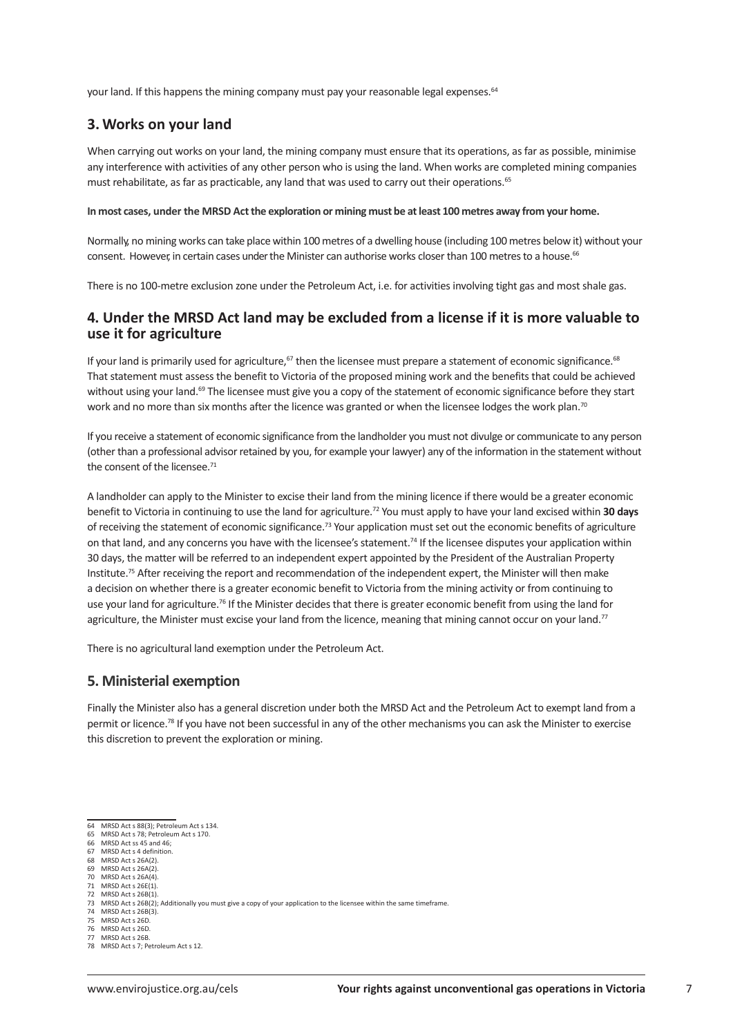your land. If this happens the mining company must pay your reasonable legal expenses.[64]

## 3. Works on your land

When carrying out works on your land, the mining company must ensure that its operations, as far as possible, minimise any interference with activities of any other person who is using the land. When works are completed mining companies must rehabilitate, as far as practicable, any land that was used to carry out their operations.[65]

**In most cases, under the MRSD Act the exploration or mining must be at least 100 metres away from your home.**

Normally, no mining works can take place within 100 metres of a dwelling house (including 100 metres below it) without your consent. However, in certain cases under the Minister can authorise works closer than 100 metres to a house.[66]

There is no 100-metre exclusion zone under the Petroleum Act, i.e. for activities involving tight gas and most shale gas.

## 4. Under the MRSD Act land may be excluded from a license if it is more valuable to use it for agriculture

If your land is primarily used for agriculture,[67] then the licensee must prepare a statement of economic significance.[68] That statement must assess the benefit to Victoria of the proposed mining work and the benefits that could be achieved without using your land.[69] The licensee must give you a copy of the statement of economic significance before they start work and no more than six months after the licence was granted or when the licensee lodges the work plan.[70]

If you receive a statement of economic significance from the landholder you must not divulge or communicate to any person (other than a professional advisor retained by you, for example your lawyer) any of the information in the statement without the consent of the licensee.[71]

A landholder can apply to the Minister to excise their land from the mining licence if there would be a greater economic benefit to Victoria in continuing to use the land for agriculture.[72] You must apply to have your land excised within **30 days** of receiving the statement of economic significance.[73] Your application must set out the economic benefits of agriculture on that land, and any concerns you have with the licensee's statement.[74] If the licensee disputes your application within 30 days, the matter will be referred to an independent expert appointed by the President of the Australian Property Institute.[75] After receiving the report and recommendation of the independent expert, the Minister will then make a decision on whether there is a greater economic benefit to Victoria from the mining activity or from continuing to use your land for agriculture.[76] If the Minister decides that there is greater economic benefit from using the land for agriculture, the Minister must excise your land from the licence, meaning that mining cannot occur on your land.[77]

There is no agricultural land exemption under the Petroleum Act.

## 5. Ministerial exemption

Finally the Minister also has a general discretion under both the MRSD Act and the Petroleum Act to exempt land from a permit or licence.[78] If you have not been successful in any of the other mechanisms you can ask the Minister to exercise this discretion to prevent the exploration or mining.

---

64 MRSD Act s 88(3); Petroleum Act s 134.
65 MRSD Act s 78; Petroleum Act s 170.
66 MRSD Act ss 45 and 46;
67 MRSD Act s 4 definition.
68 MRSD Act s 26A(2).
69 MRSD Act s 26A(2).
70 MRSD Act s 26A(4).
71 MRSD Act s 26E(1).
72 MRSD Act s 26B(1).
73 MRSD Act s 26B(2); Additionally you must give a copy of your application to the licensee within the same timeframe.
74 MRSD Act s 26B(3).
75 MRSD Act s 26D.
76 MRSD Act s 26D.
77 MRSD Act s 26B.
78 MRSD Act s 7; Petroleum Act s 12.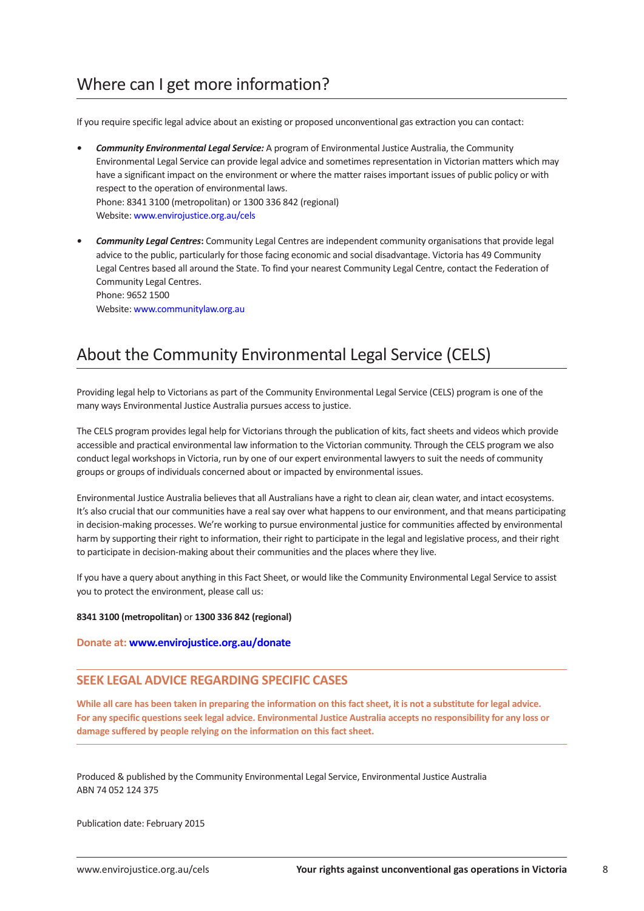## Where can I get more information?

If you require specific legal advice about an existing or proposed unconventional gas extraction you can contact:

- ***Community Environmental Legal Service:*** A program of Environmental Justice Australia, the Community Environmental Legal Service can provide legal advice and sometimes representation in Victorian matters which may have a significant impact on the environment or where the matter raises important issues of public policy or with respect to the operation of environmental laws.
  Phone: 8341 3100 (metropolitan) or 1300 336 842 (regional)
  Website: www.envirojustice.org.au/cels

- ***Community Legal Centres*:** Community Legal Centres are independent community organisations that provide legal advice to the public, particularly for those facing economic and social disadvantage. Victoria has 49 Community Legal Centres based all around the State. To find your nearest Community Legal Centre, contact the Federation of Community Legal Centres.
  Phone: 9652 1500
  Website: www.communitylaw.org.au

## About the Community Environmental Legal Service (CELS)

Providing legal help to Victorians as part of the Community Environmental Legal Service (CELS) program is one of the many ways Environmental Justice Australia pursues access to justice.

The CELS program provides legal help for Victorians through the publication of kits, fact sheets and videos which provide accessible and practical environmental law information to the Victorian community. Through the CELS program we also conduct legal workshops in Victoria, run by one of our expert environmental lawyers to suit the needs of community groups or groups of individuals concerned about or impacted by environmental issues.

Environmental Justice Australia believes that all Australians have a right to clean air, clean water, and intact ecosystems. It's also crucial that our communities have a real say over what happens to our environment, and that means participating in decision-making processes. We're working to pursue environmental justice for communities affected by environmental harm by supporting their right to information, their right to participate in the legal and legislative process, and their right to participate in decision-making about their communities and the places where they live.

If you have a query about anything in this Fact Sheet, or would like the Community Environmental Legal Service to assist you to protect the environment, please call us:

**8341 3100 (metropolitan)** or **1300 336 842 (regional)**

**Donate at: www.envirojustice.org.au/donate**

### SEEK LEGAL ADVICE REGARDING SPECIFIC CASES

**While all care has been taken in preparing the information on this fact sheet, it is not a substitute for legal advice. For any specific questions seek legal advice. Environmental Justice Australia accepts no responsibility for any loss or damage suffered by people relying on the information on this fact sheet.**

Produced & published by the Community Environmental Legal Service, Environmental Justice Australia
ABN 74 052 124 375

Publication date: February 2015